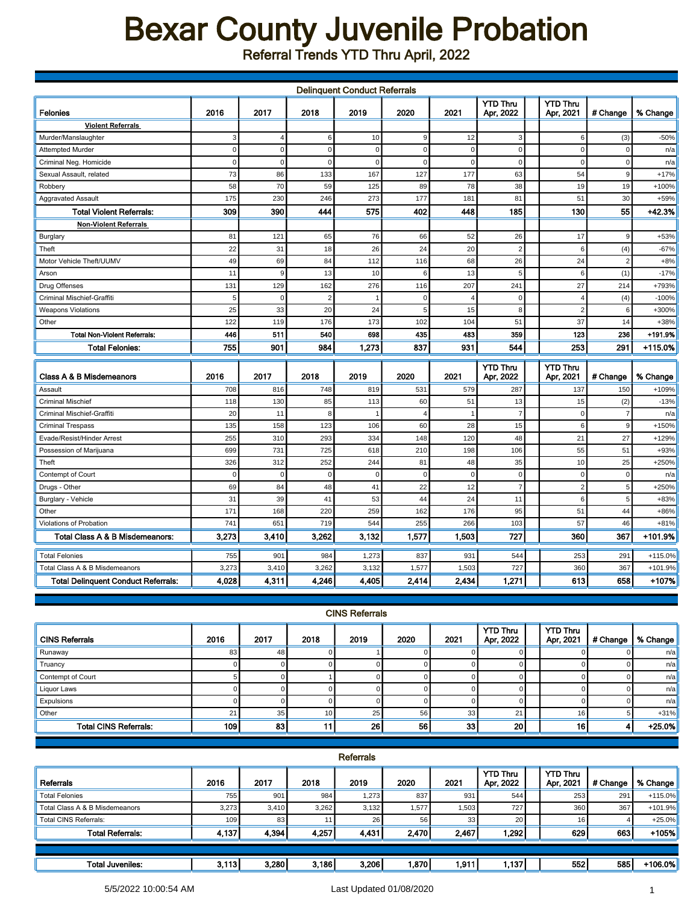# Bexar County Juvenile Probation

## Referral Trends YTD Thru April, 2022

### Delinquent Conduct Referrals

| Felonies | 2016 | 2017 | 2018 | 2019 | 2020 | 2021 | YTD Thru Apr, 2022 | YTD Thru Apr, 2021 | # Change | % Change |
|---|---|---|---|---|---|---|---|---|---|---|
| **Violent Referrals** | | | | | | | | | | |
| Murder/Manslaughter | 3 | 4 | 6 | 10 | 9 | 12 | 3 | 6 | (3) | -50% |
| Attempted Murder | 0 | 0 | 0 | 0 | 0 | 0 | 0 | 0 | 0 | n/a |
| Criminal Neg. Homicide | 0 | 0 | 0 | 0 | 0 | 0 | 0 | 0 | 0 | n/a |
| Sexual Assault, related | 73 | 86 | 133 | 167 | 127 | 177 | 63 | 54 | 9 | +17% |
| Robbery | 58 | 70 | 59 | 125 | 89 | 78 | 38 | 19 | 19 | +100% |
| Aggravated Assault | 175 | 230 | 246 | 273 | 177 | 181 | 81 | 51 | 30 | +59% |
| **Total Violent Referrals:** | **309** | **390** | **444** | **575** | **402** | **448** | **185** | **130** | **55** | **+42.3%** |
| **Non-Violent Referrals** | | | | | | | | | | |
| Burglary | 81 | 121 | 65 | 76 | 66 | 52 | 26 | 17 | 9 | +53% |
| Theft | 22 | 31 | 18 | 26 | 24 | 20 | 2 | 6 | (4) | -67% |
| Motor Vehicle Theft/UUMV | 49 | 69 | 84 | 112 | 116 | 68 | 26 | 24 | 2 | +8% |
| Arson | 11 | 9 | 13 | 10 | 6 | 13 | 5 | 6 | (1) | -17% |
| Drug Offenses | 131 | 129 | 162 | 276 | 116 | 207 | 241 | 27 | 214 | +793% |
| Criminal Mischief-Graffiti | 5 | 0 | 2 | 1 | 0 | 4 | 0 | 4 | (4) | -100% |
| Weapons Violations | 25 | 33 | 20 | 24 | 5 | 15 | 8 | 2 | 6 | +300% |
| Other | 122 | 119 | 176 | 173 | 102 | 104 | 51 | 37 | 14 | +38% |
| **Total Non-Violent Referrals:** | **446** | **511** | **540** | **698** | **435** | **483** | **359** | **123** | **236** | **+191.9%** |
| **Total Felonies:** | **755** | **901** | **984** | **1,273** | **837** | **931** | **544** | **253** | **291** | **+115.0%** |

| Class A & B Misdemeanors | 2016 | 2017 | 2018 | 2019 | 2020 | 2021 | YTD Thru Apr, 2022 | YTD Thru Apr, 2021 | # Change | % Change |
|---|---|---|---|---|---|---|---|---|---|---|
| Assault | 708 | 816 | 748 | 819 | 531 | 579 | 287 | 137 | 150 | +109% |
| Criminal Mischief | 118 | 130 | 85 | 113 | 60 | 51 | 13 | 15 | (2) | -13% |
| Criminal Mischief-Graffiti | 20 | 11 | 8 | 1 | 4 | 1 | 7 | 0 | 7 | n/a |
| Criminal Trespass | 135 | 158 | 123 | 106 | 60 | 28 | 15 | 6 | 9 | +150% |
| Evade/Resist/Hinder Arrest | 255 | 310 | 293 | 334 | 148 | 120 | 48 | 21 | 27 | +129% |
| Possession of Marijuana | 699 | 731 | 725 | 618 | 210 | 198 | 106 | 55 | 51 | +93% |
| Theft | 326 | 312 | 252 | 244 | 81 | 48 | 35 | 10 | 25 | +250% |
| Contempt of Court | 0 | 0 | 0 | 0 | 0 | 0 | 0 | 0 | 0 | n/a |
| Drugs - Other | 69 | 84 | 48 | 41 | 22 | 12 | 7 | 2 | 5 | +250% |
| Burglary - Vehicle | 31 | 39 | 41 | 53 | 44 | 24 | 11 | 6 | 5 | +83% |
| Other | 171 | 168 | 220 | 259 | 162 | 176 | 95 | 51 | 44 | +86% |
| Violations of Probation | 741 | 651 | 719 | 544 | 255 | 266 | 103 | 57 | 46 | +81% |
| **Total Class A & B Misdemeanors:** | **3,273** | **3,410** | **3,262** | **3,132** | **1,577** | **1,503** | **727** | **360** | **367** | **+101.9%** |

| | 2016 | 2017 | 2018 | 2019 | 2020 | 2021 | YTD Thru Apr, 2022 | YTD Thru Apr, 2021 | # Change | % Change |
|---|---|---|---|---|---|---|---|---|---|---|
| Total Felonies | 755 | 901 | 984 | 1,273 | 837 | 931 | 544 | 253 | 291 | +115.0% |
| Total Class A & B Misdemeanors | 3,273 | 3,410 | 3,262 | 3,132 | 1,577 | 1,503 | 727 | 360 | 367 | +101.9% |
| **Total Delinquent Conduct Referrals:** | **4,028** | **4,311** | **4,246** | **4,405** | **2,414** | **2,434** | **1,271** | **613** | **658** | **+107%** |

### CINS Referrals

| CINS Referrals | 2016 | 2017 | 2018 | 2019 | 2020 | 2021 | YTD Thru Apr, 2022 | YTD Thru Apr, 2021 | # Change | % Change |
|---|---|---|---|---|---|---|---|---|---|---|
| Runaway | 83 | 48 | 0 | 1 | 0 | 0 | 0 | 0 | 0 | n/a |
| Truancy | 0 | 0 | 0 | 0 | 0 | 0 | 0 | 0 | 0 | n/a |
| Contempt of Court | 5 | 0 | 1 | 0 | 0 | 0 | 0 | 0 | 0 | n/a |
| Liquor Laws | 0 | 0 | 0 | 0 | 0 | 0 | 0 | 0 | 0 | n/a |
| Expulsions | 0 | 0 | 0 | 0 | 0 | 0 | 0 | 0 | 0 | n/a |
| Other | 21 | 35 | 10 | 25 | 56 | 33 | 21 | 16 | 5 | +31% |
| **Total CINS Referrals:** | **109** | **83** | **11** | **26** | **56** | **33** | **20** | **16** | **4** | **+25.0%** |

### Referrals

| Referrals | 2016 | 2017 | 2018 | 2019 | 2020 | 2021 | YTD Thru Apr, 2022 | YTD Thru Apr, 2021 | # Change | % Change |
|---|---|---|---|---|---|---|---|---|---|---|
| Total Felonies | 755 | 901 | 984 | 1,273 | 837 | 931 | 544 | 253 | 291 | +115.0% |
| Total Class A & B Misdemeanors | 3,273 | 3,410 | 3,262 | 3,132 | 1,577 | 1,503 | 727 | 360 | 367 | +101.9% |
| Total CINS Referrals: | 109 | 83 | 11 | 26 | 56 | 33 | 20 | 16 | 4 | +25.0% |
| **Total Referrals:** | **4,137** | **4,394** | **4,257** | **4,431** | **2,470** | **2,467** | **1,292** | **629** | **663** | **+105%** |

| | 2016 | 2017 | 2018 | 2019 | 2020 | 2021 | YTD Thru Apr, 2022 | YTD Thru Apr, 2021 | # Change | % Change |
|---|---|---|---|---|---|---|---|---|---|---|
| **Total Juveniles:** | **3,113** | **3,280** | **3,186** | **3,206** | **1,870** | **1,911** | **1,137** | **552** | **585** | **+106.0%** |

5/5/2022 10:00:54 AM

Last Updated 01/08/2020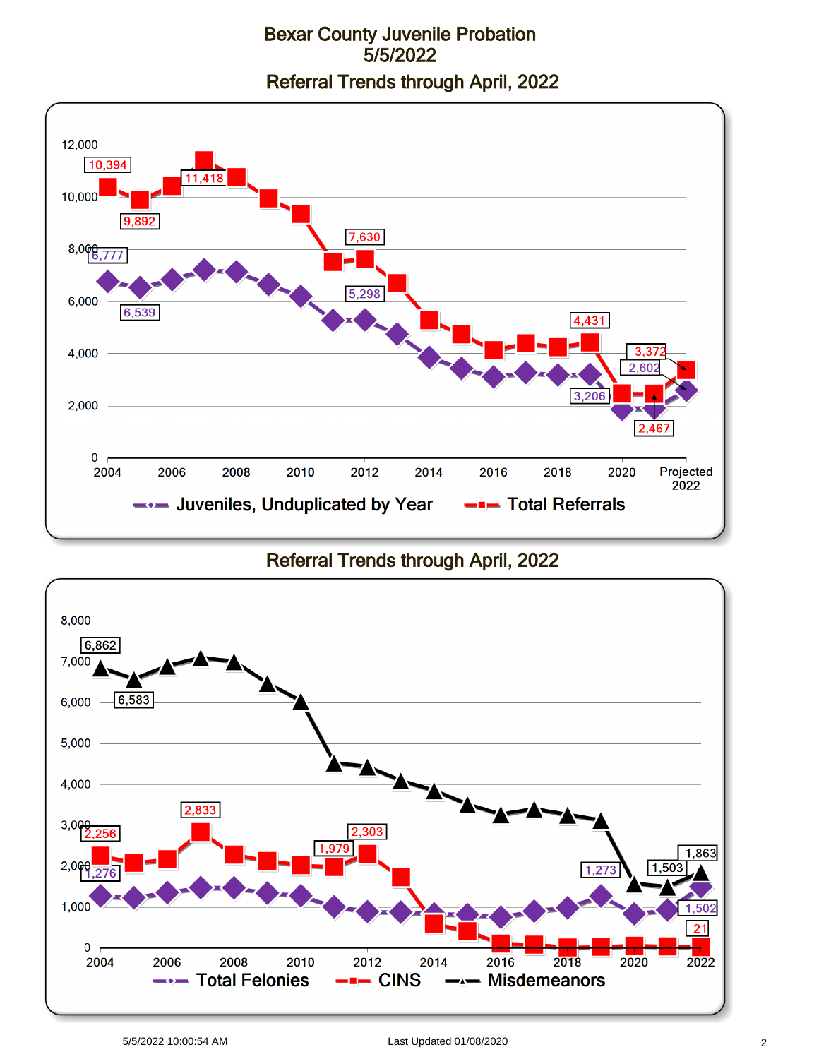# Bexar County Juvenile Probation
## 5/5/2022

### Referral Trends through April, 2022

12,000
10,000
8,000
6,000
4,000
2,000
0

10,394
9,892
11,418
7,630
4,431
3,372
2,467
6,777
6,539
5,298
3,206
2,602

2004 2006 2008 2010 2012 2014 2016 2018 2020 Projected 2022

Juveniles, Unduplicated by Year
Total Referrals

### Referral Trends through April, 2022

8,000
7,000
6,000
5,000
4,000
3,000
2,000
1,000
0

6,862
6,583
2,256
2,833
1,979
2,303
1,276
1,273
1,503
1,863
1,502
21

2004 2006 2008 2010 2012 2014 2016 2018 2020 2022

Total Felonies
CINS
Misdemeanors

5/5/2022 10:00:54 AM

Last Updated 01/08/2020